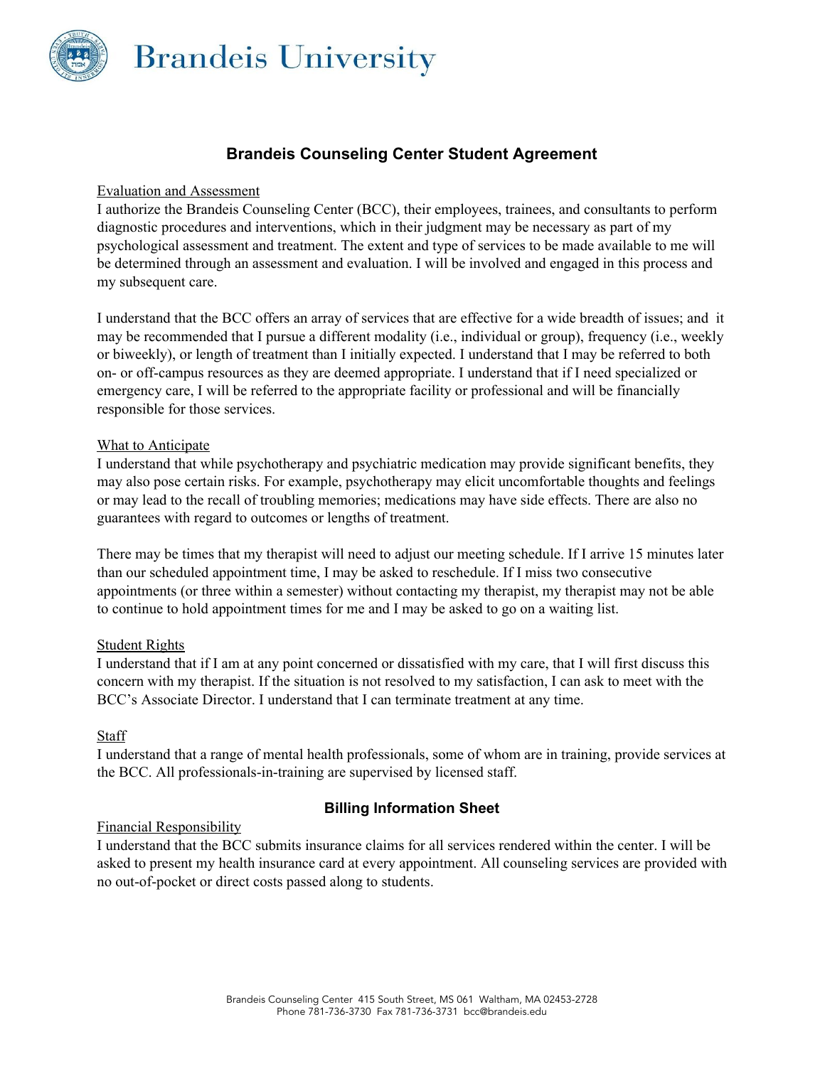# Brandeis University

## Brandeis Counseling Center Student Agreement

<u>Evaluation and Assessment</u>

I authorize the Brandeis Counseling Center (BCC), their employees, trainees, and consultants to perform diagnostic procedures and interventions, which in their judgment may be necessary as part of my psychological assessment and treatment. The extent and type of services to be made available to me will be determined through an assessment and evaluation. I will be involved and engaged in this process and my subsequent care.

I understand that the BCC offers an array of services that are effective for a wide breadth of issues; and it may be recommended that I pursue a different modality (i.e., individual or group), frequency (i.e., weekly or biweekly), or length of treatment than I initially expected. I understand that I may be referred to both on- or off-campus resources as they are deemed appropriate. I understand that if I need specialized or emergency care, I will be referred to the appropriate facility or professional and will be financially responsible for those services.

<u>What to Anticipate</u>

I understand that while psychotherapy and psychiatric medication may provide significant benefits, they may also pose certain risks. For example, psychotherapy may elicit uncomfortable thoughts and feelings or may lead to the recall of troubling memories; medications may have side effects. There are also no guarantees with regard to outcomes or lengths of treatment.

There may be times that my therapist will need to adjust our meeting schedule. If I arrive 15 minutes later than our scheduled appointment time, I may be asked to reschedule. If I miss two consecutive appointments (or three within a semester) without contacting my therapist, my therapist may not be able to continue to hold appointment times for me and I may be asked to go on a waiting list.

<u>Student Rights</u>

I understand that if I am at any point concerned or dissatisfied with my care, that I will first discuss this concern with my therapist. If the situation is not resolved to my satisfaction, I can ask to meet with the BCC's Associate Director. I understand that I can terminate treatment at any time.

<u>Staff</u>

I understand that a range of mental health professionals, some of whom are in training, provide services at the BCC. All professionals-in-training are supervised by licensed staff.

## Billing Information Sheet

<u>Financial Responsibility</u>

I understand that the BCC submits insurance claims for all services rendered within the center. I will be asked to present my health insurance card at every appointment. All counseling services are provided with no out-of-pocket or direct costs passed along to students.

Brandeis Counseling Center 415 South Street, MS 061 Waltham, MA 02453-2728
Phone 781-736-3730 Fax 781-736-3731 bcc@brandeis.edu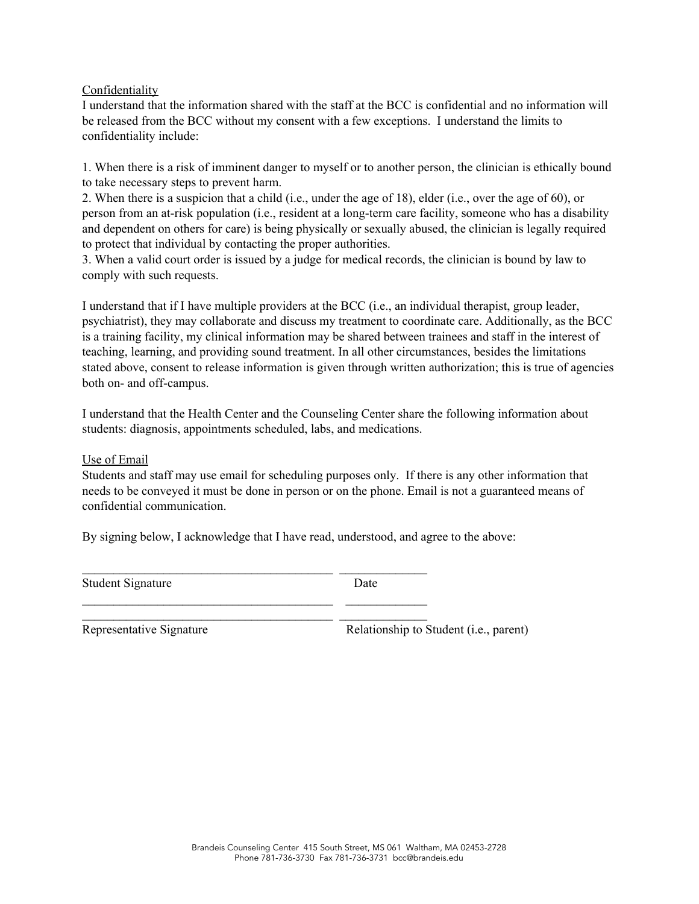<u>Confidentiality</u>

I understand that the information shared with the staff at the BCC is confidential and no information will be released from the BCC without my consent with a few exceptions. I understand the limits to confidentiality include:

1. When there is a risk of imminent danger to myself or to another person, the clinician is ethically bound to take necessary steps to prevent harm.
2. When there is a suspicion that a child (i.e., under the age of 18), elder (i.e., over the age of 60), or person from an at-risk population (i.e., resident at a long-term care facility, someone who has a disability and dependent on others for care) is being physically or sexually abused, the clinician is legally required to protect that individual by contacting the proper authorities.
3. When a valid court order is issued by a judge for medical records, the clinician is bound by law to comply with such requests.

I understand that if I have multiple providers at the BCC (i.e., an individual therapist, group leader, psychiatrist), they may collaborate and discuss my treatment to coordinate care. Additionally, as the BCC is a training facility, my clinical information may be shared between trainees and staff in the interest of teaching, learning, and providing sound treatment. In all other circumstances, besides the limitations stated above, consent to release information is given through written authorization; this is true of agencies both on- and off-campus.

I understand that the Health Center and the Counseling Center share the following information about students: diagnosis, appointments scheduled, labs, and medications.

<u>Use of Email</u>

Students and staff may use email for scheduling purposes only. If there is any other information that needs to be conveyed it must be done in person or on the phone. Email is not a guaranteed means of confidential communication.

By signing below, I acknowledge that I have read, understood, and agree to the above:

\_\_\_\_\_\_\_\_\_\_\_\_\_\_\_\_\_\_\_\_\_\_\_\_\_\_\_\_\_\_\_\_\_\_\_\_\_\_\_\_ \_\_\_\_\_\_\_\_\_\_\_\_\_\_

Student Signature Date

\_\_\_\_\_\_\_\_\_\_\_\_\_\_\_\_\_\_\_\_\_\_\_\_\_\_\_\_\_\_\_\_\_\_\_\_\_\_\_\_ \_\_\_\_\_\_\_\_\_\_\_\_\_

\_\_\_\_\_\_\_\_\_\_\_\_\_\_\_\_\_\_\_\_\_\_\_\_\_\_\_\_\_\_\_\_\_\_\_\_\_\_\_\_ \_\_\_\_\_\_\_\_\_\_\_\_\_\_

Representative Signature Relationship to Student (i.e., parent)

Brandeis Counseling Center 415 South Street, MS 061 Waltham, MA 02453-2728
Phone 781-736-3730 Fax 781-736-3731 bcc@brandeis.edu